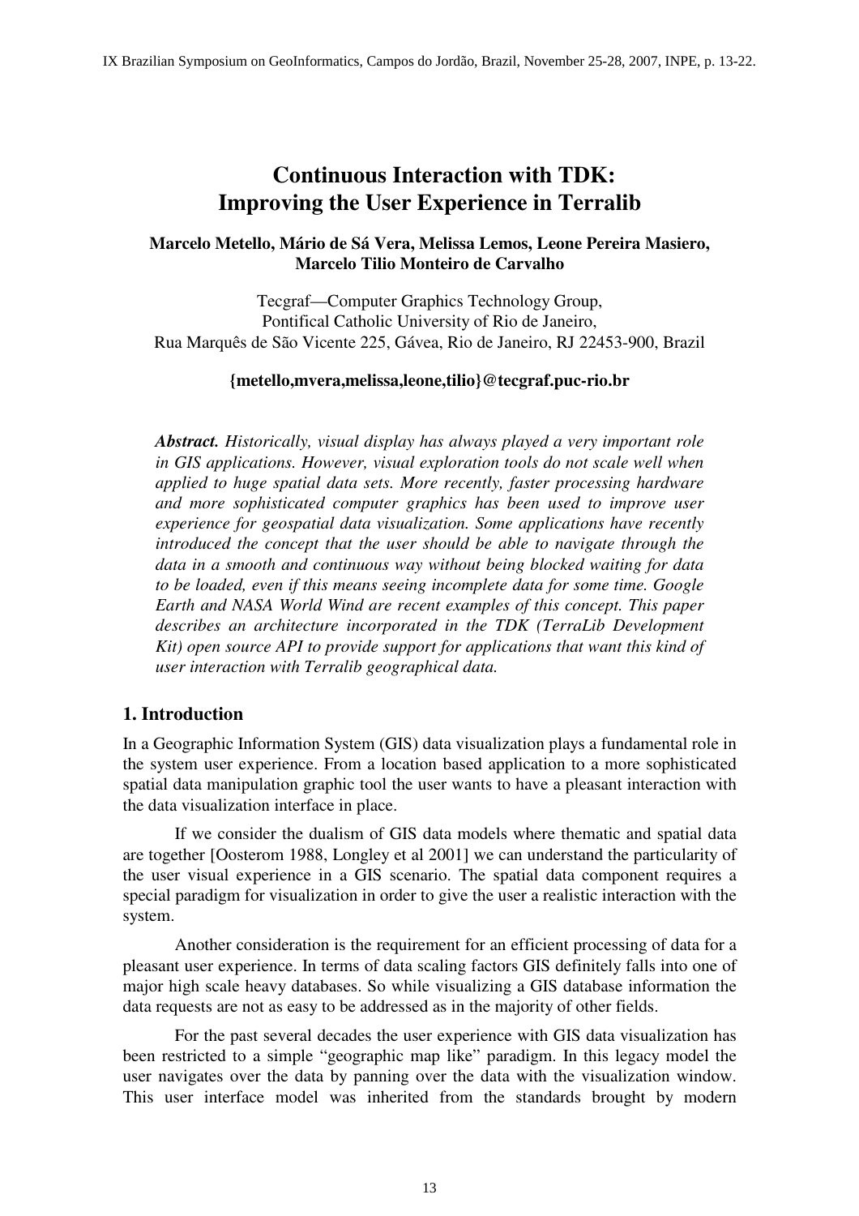# Continuous Interaction with TDK: Improving the User Experience in Terralib

**Marcelo Metello, Mário de Sá Vera, Melissa Lemos, Leone Pereira Masiero, Marcelo Tilio Monteiro de Carvalho**

Tecgraf—Computer Graphics Technology Group,
Pontifical Catholic University of Rio de Janeiro,
Rua Marquês de São Vicente 225, Gávea, Rio de Janeiro, RJ 22453-900, Brazil

**{metello,mvera,melissa,leone,tilio}@tecgraf.puc-rio.br**

***Abstract.*** *Historically, visual display has always played a very important role in GIS applications. However, visual exploration tools do not scale well when applied to huge spatial data sets. More recently, faster processing hardware and more sophisticated computer graphics has been used to improve user experience for geospatial data visualization. Some applications have recently introduced the concept that the user should be able to navigate through the data in a smooth and continuous way without being blocked waiting for data to be loaded, even if this means seeing incomplete data for some time. Google Earth and NASA World Wind are recent examples of this concept. This paper describes an architecture incorporated in the TDK (TerraLib Development Kit) open source API to provide support for applications that want this kind of user interaction with Terralib geographical data.*

## 1. Introduction

In a Geographic Information System (GIS) data visualization plays a fundamental role in the system user experience. From a location based application to a more sophisticated spatial data manipulation graphic tool the user wants to have a pleasant interaction with the data visualization interface in place.

If we consider the dualism of GIS data models where thematic and spatial data are together [Oosterom 1988, Longley et al 2001] we can understand the particularity of the user visual experience in a GIS scenario. The spatial data component requires a special paradigm for visualization in order to give the user a realistic interaction with the system.

Another consideration is the requirement for an efficient processing of data for a pleasant user experience. In terms of data scaling factors GIS definitely falls into one of major high scale heavy databases. So while visualizing a GIS database information the data requests are not as easy to be addressed as in the majority of other fields.

For the past several decades the user experience with GIS data visualization has been restricted to a simple "geographic map like" paradigm. In this legacy model the user navigates over the data by panning over the data with the visualization window. This user interface model was inherited from the standards brought by modern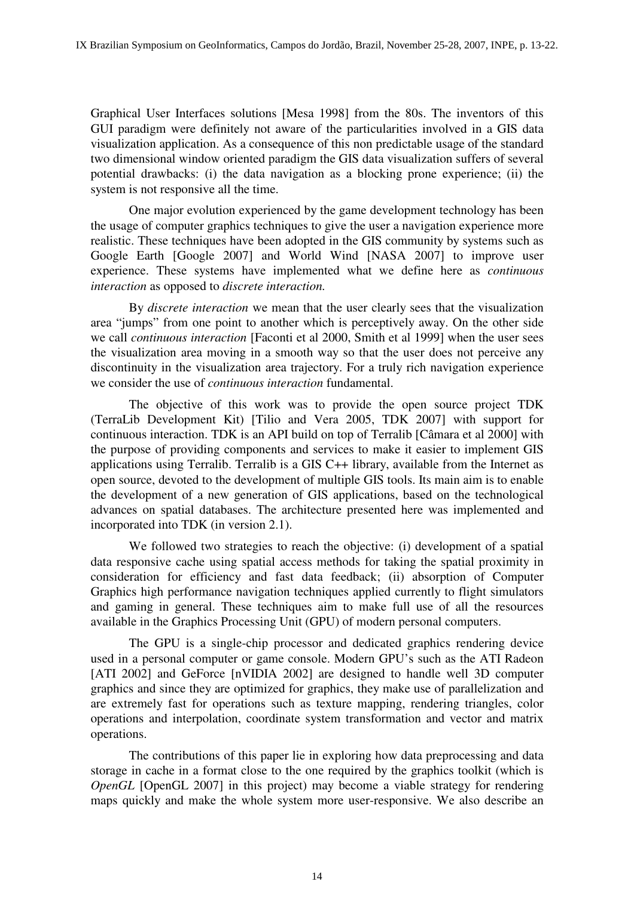Graphical User Interfaces solutions [Mesa 1998] from the 80s. The inventors of this GUI paradigm were definitely not aware of the particularities involved in a GIS data visualization application. As a consequence of this non predictable usage of the standard two dimensional window oriented paradigm the GIS data visualization suffers of several potential drawbacks: (i) the data navigation as a blocking prone experience; (ii) the system is not responsive all the time.

One major evolution experienced by the game development technology has been the usage of computer graphics techniques to give the user a navigation experience more realistic. These techniques have been adopted in the GIS community by systems such as Google Earth [Google 2007] and World Wind [NASA 2007] to improve user experience. These systems have implemented what we define here as *continuous interaction* as opposed to *discrete interaction.*

By *discrete interaction* we mean that the user clearly sees that the visualization area "jumps" from one point to another which is perceptively away. On the other side we call *continuous interaction* [Faconti et al 2000, Smith et al 1999] when the user sees the visualization area moving in a smooth way so that the user does not perceive any discontinuity in the visualization area trajectory. For a truly rich navigation experience we consider the use of *continuous interaction* fundamental.

The objective of this work was to provide the open source project TDK (TerraLib Development Kit) [Tilio and Vera 2005, TDK 2007] with support for continuous interaction. TDK is an API build on top of Terralib [Câmara et al 2000] with the purpose of providing components and services to make it easier to implement GIS applications using Terralib. Terralib is a GIS C++ library, available from the Internet as open source, devoted to the development of multiple GIS tools. Its main aim is to enable the development of a new generation of GIS applications, based on the technological advances on spatial databases. The architecture presented here was implemented and incorporated into TDK (in version 2.1).

We followed two strategies to reach the objective: (i) development of a spatial data responsive cache using spatial access methods for taking the spatial proximity in consideration for efficiency and fast data feedback; (ii) absorption of Computer Graphics high performance navigation techniques applied currently to flight simulators and gaming in general. These techniques aim to make full use of all the resources available in the Graphics Processing Unit (GPU) of modern personal computers.

The GPU is a single-chip processor and dedicated graphics rendering device used in a personal computer or game console. Modern GPU's such as the ATI Radeon [ATI 2002] and GeForce [nVIDIA 2002] are designed to handle well 3D computer graphics and since they are optimized for graphics, they make use of parallelization and are extremely fast for operations such as texture mapping, rendering triangles, color operations and interpolation, coordinate system transformation and vector and matrix operations.

The contributions of this paper lie in exploring how data preprocessing and data storage in cache in a format close to the one required by the graphics toolkit (which is *OpenGL* [OpenGL 2007] in this project) may become a viable strategy for rendering maps quickly and make the whole system more user-responsive. We also describe an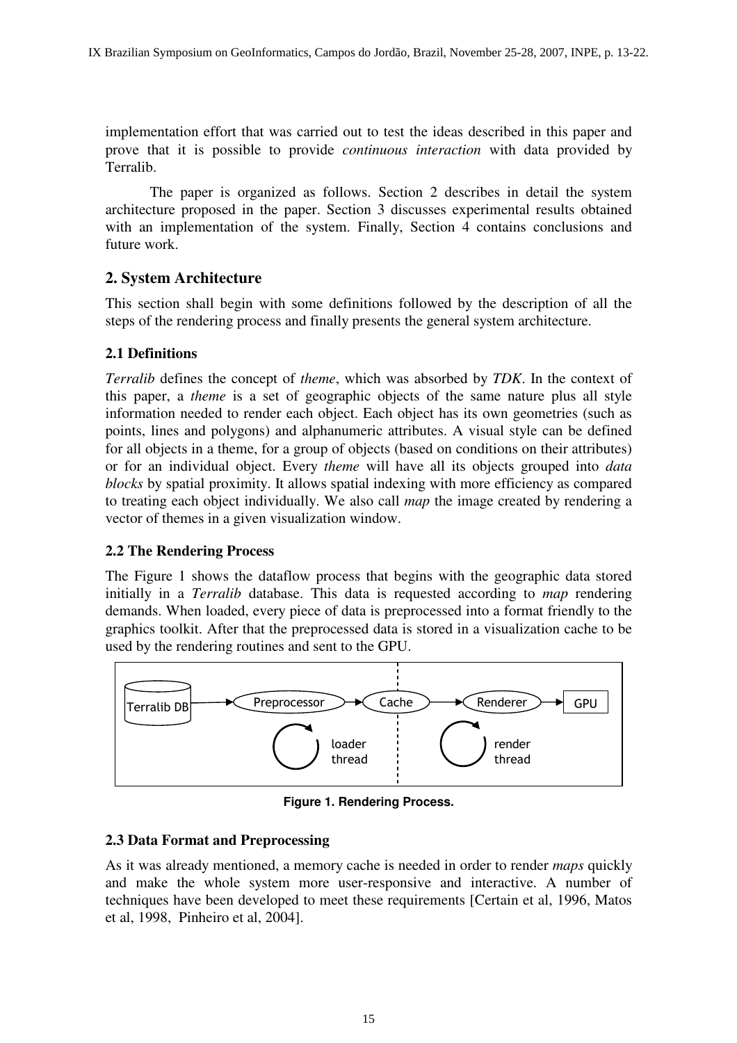implementation effort that was carried out to test the ideas described in this paper and prove that it is possible to provide *continuous interaction* with data provided by Terralib.

The paper is organized as follows. Section 2 describes in detail the system architecture proposed in the paper. Section 3 discusses experimental results obtained with an implementation of the system. Finally, Section 4 contains conclusions and future work.

## 2. System Architecture

This section shall begin with some definitions followed by the description of all the steps of the rendering process and finally presents the general system architecture.

### 2.1 Definitions

*Terralib* defines the concept of *theme*, which was absorbed by *TDK*. In the context of this paper, a *theme* is a set of geographic objects of the same nature plus all style information needed to render each object. Each object has its own geometries (such as points, lines and polygons) and alphanumeric attributes. A visual style can be defined for all objects in a theme, for a group of objects (based on conditions on their attributes) or for an individual object. Every *theme* will have all its objects grouped into *data blocks* by spatial proximity. It allows spatial indexing with more efficiency as compared to treating each object individually. We also call *map* the image created by rendering a vector of themes in a given visualization window.

### 2.2 The Rendering Process

The Figure 1 shows the dataflow process that begins with the geographic data stored initially in a *Terralib* database. This data is requested according to *map* rendering demands. When loaded, every piece of data is preprocessed into a format friendly to the graphics toolkit. After that the preprocessed data is stored in a visualization cache to be used by the rendering routines and sent to the GPU.

Terralib DB → Preprocessor → Cache → Renderer → GPU

loader thread | render thread

**Figure 1. Rendering Process.**

### 2.3 Data Format and Preprocessing

As it was already mentioned, a memory cache is needed in order to render *maps* quickly and make the whole system more user-responsive and interactive. A number of techniques have been developed to meet these requirements [Certain et al, 1996, Matos et al, 1998, Pinheiro et al, 2004].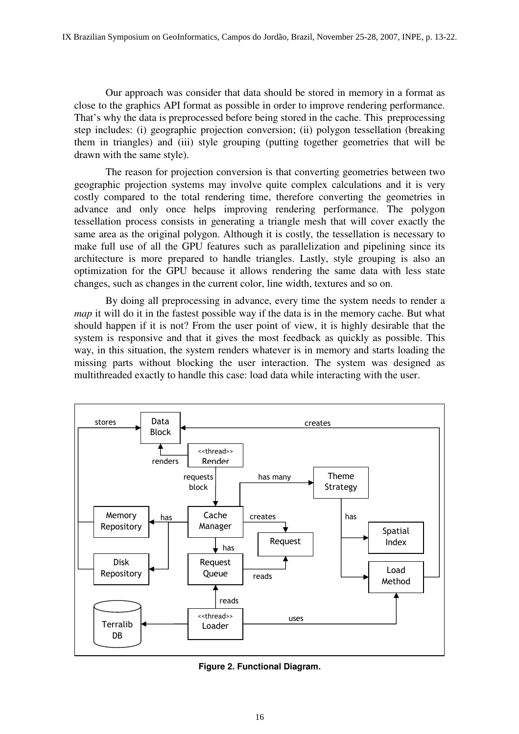Our approach was consider that data should be stored in memory in a format as close to the graphics API format as possible in order to improve rendering performance. That's why the data is preprocessed before being stored in the cache. This preprocessing step includes: (i) geographic projection conversion; (ii) polygon tessellation (breaking them in triangles) and (iii) style grouping (putting together geometries that will be drawn with the same style).

The reason for projection conversion is that converting geometries between two geographic projection systems may involve quite complex calculations and it is very costly compared to the total rendering time, therefore converting the geometries in advance and only once helps improving rendering performance. The polygon tessellation process consists in generating a triangle mesh that will cover exactly the same area as the original polygon. Although it is costly, the tessellation is necessary to make full use of all the GPU features such as parallelization and pipelining since its architecture is more prepared to handle triangles. Lastly, style grouping is also an optimization for the GPU because it allows rendering the same data with less state changes, such as changes in the current color, line width, textures and so on.

By doing all preprocessing in advance, every time the system needs to render a *map* it will do it in the fastest possible way if the data is in the memory cache. But what should happen if it is not? From the user point of view, it is highly desirable that the system is responsive and that it gives the most feedback as quickly as possible. This way, in this situation, the system renders whatever is in memory and starts loading the missing parts without blocking the user interaction. The system was designed as multithreaded exactly to handle this case: load data while interacting with the user.

**Figure 2. Functional Diagram.**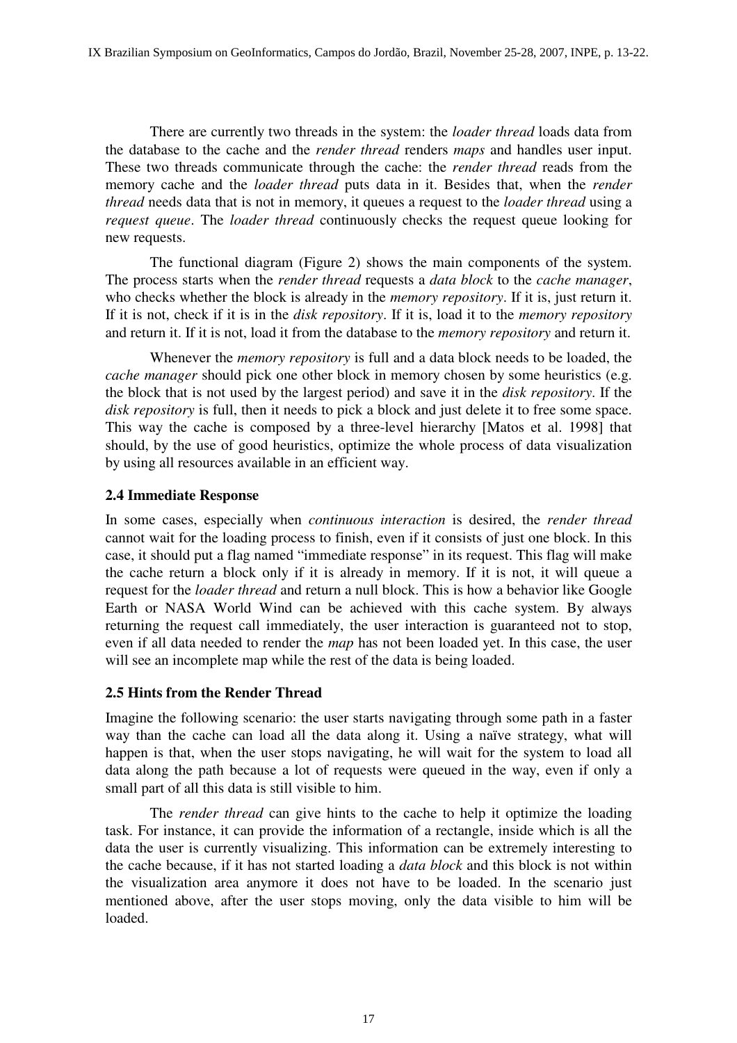There are currently two threads in the system: the *loader thread* loads data from the database to the cache and the *render thread* renders *maps* and handles user input. These two threads communicate through the cache: the *render thread* reads from the memory cache and the *loader thread* puts data in it. Besides that, when the *render thread* needs data that is not in memory, it queues a request to the *loader thread* using a *request queue*. The *loader thread* continuously checks the request queue looking for new requests.

The functional diagram (Figure 2) shows the main components of the system. The process starts when the *render thread* requests a *data block* to the *cache manager*, who checks whether the block is already in the *memory repository*. If it is, just return it. If it is not, check if it is in the *disk repository*. If it is, load it to the *memory repository* and return it. If it is not, load it from the database to the *memory repository* and return it.

Whenever the *memory repository* is full and a data block needs to be loaded, the *cache manager* should pick one other block in memory chosen by some heuristics (e.g. the block that is not used by the largest period) and save it in the *disk repository*. If the *disk repository* is full, then it needs to pick a block and just delete it to free some space. This way the cache is composed by a three-level hierarchy [Matos et al. 1998] that should, by the use of good heuristics, optimize the whole process of data visualization by using all resources available in an efficient way.

### 2.4 Immediate Response

In some cases, especially when *continuous interaction* is desired, the *render thread* cannot wait for the loading process to finish, even if it consists of just one block. In this case, it should put a flag named "immediate response" in its request. This flag will make the cache return a block only if it is already in memory. If it is not, it will queue a request for the *loader thread* and return a null block. This is how a behavior like Google Earth or NASA World Wind can be achieved with this cache system. By always returning the request call immediately, the user interaction is guaranteed not to stop, even if all data needed to render the *map* has not been loaded yet. In this case, the user will see an incomplete map while the rest of the data is being loaded.

### 2.5 Hints from the Render Thread

Imagine the following scenario: the user starts navigating through some path in a faster way than the cache can load all the data along it. Using a naïve strategy, what will happen is that, when the user stops navigating, he will wait for the system to load all data along the path because a lot of requests were queued in the way, even if only a small part of all this data is still visible to him.

The *render thread* can give hints to the cache to help it optimize the loading task. For instance, it can provide the information of a rectangle, inside which is all the data the user is currently visualizing. This information can be extremely interesting to the cache because, if it has not started loading a *data block* and this block is not within the visualization area anymore it does not have to be loaded. In the scenario just mentioned above, after the user stops moving, only the data visible to him will be loaded.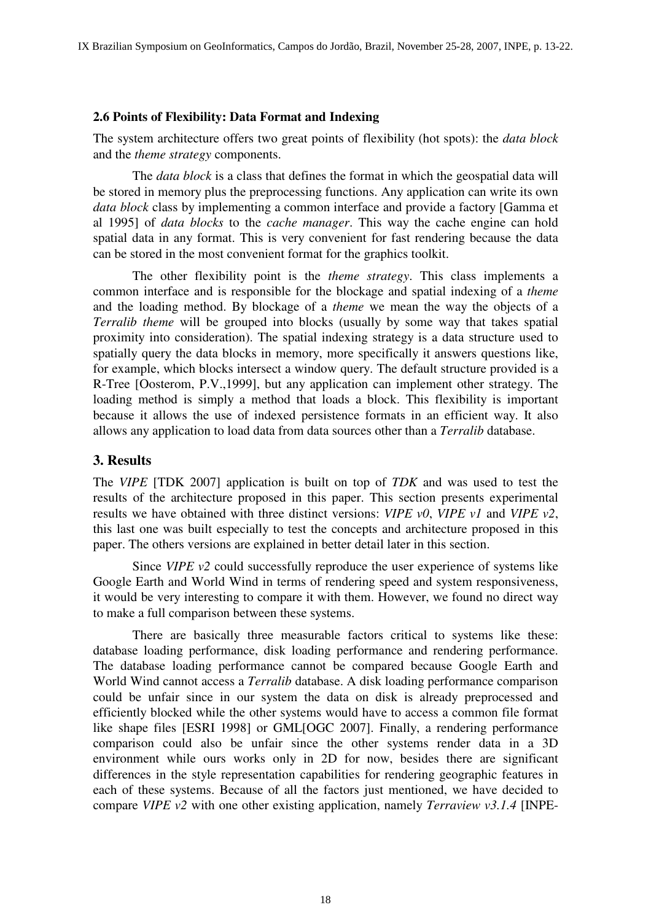### 2.6 Points of Flexibility: Data Format and Indexing

The system architecture offers two great points of flexibility (hot spots): the *data block* and the *theme strategy* components.

The *data block* is a class that defines the format in which the geospatial data will be stored in memory plus the preprocessing functions. Any application can write its own *data block* class by implementing a common interface and provide a factory [Gamma et al 1995] of *data blocks* to the *cache manager*. This way the cache engine can hold spatial data in any format. This is very convenient for fast rendering because the data can be stored in the most convenient format for the graphics toolkit.

The other flexibility point is the *theme strategy*. This class implements a common interface and is responsible for the blockage and spatial indexing of a *theme* and the loading method. By blockage of a *theme* we mean the way the objects of a *Terralib theme* will be grouped into blocks (usually by some way that takes spatial proximity into consideration). The spatial indexing strategy is a data structure used to spatially query the data blocks in memory, more specifically it answers questions like, for example, which blocks intersect a window query. The default structure provided is a R-Tree [Oosterom, P.V.,1999], but any application can implement other strategy. The loading method is simply a method that loads a block. This flexibility is important because it allows the use of indexed persistence formats in an efficient way. It also allows any application to load data from data sources other than a *Terralib* database.

## 3. Results

The *VIPE* [TDK 2007] application is built on top of *TDK* and was used to test the results of the architecture proposed in this paper. This section presents experimental results we have obtained with three distinct versions: *VIPE v0*, *VIPE v1* and *VIPE v2*, this last one was built especially to test the concepts and architecture proposed in this paper. The others versions are explained in better detail later in this section.

Since *VIPE v2* could successfully reproduce the user experience of systems like Google Earth and World Wind in terms of rendering speed and system responsiveness, it would be very interesting to compare it with them. However, we found no direct way to make a full comparison between these systems.

There are basically three measurable factors critical to systems like these: database loading performance, disk loading performance and rendering performance. The database loading performance cannot be compared because Google Earth and World Wind cannot access a *Terralib* database. A disk loading performance comparison could be unfair since in our system the data on disk is already preprocessed and efficiently blocked while the other systems would have to access a common file format like shape files [ESRI 1998] or GML[OGC 2007]. Finally, a rendering performance comparison could also be unfair since the other systems render data in a 3D environment while ours works only in 2D for now, besides there are significant differences in the style representation capabilities for rendering geographic features in each of these systems. Because of all the factors just mentioned, we have decided to compare *VIPE v2* with one other existing application, namely *Terraview v3.1.4* [INPE-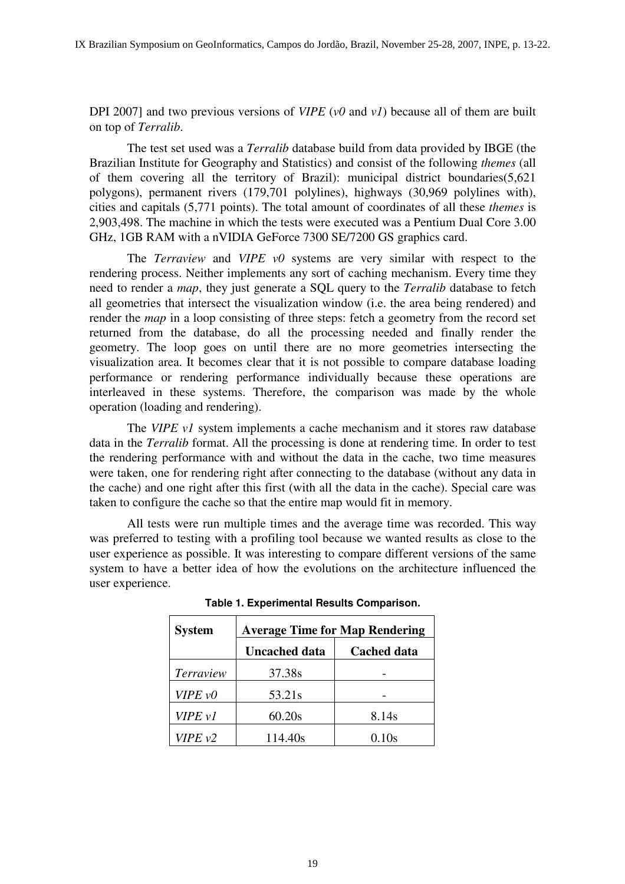DPI 2007] and two previous versions of *VIPE* (*v0* and *v1*) because all of them are built on top of *Terralib*.

The test set used was a *Terralib* database build from data provided by IBGE (the Brazilian Institute for Geography and Statistics) and consist of the following *themes* (all of them covering all the territory of Brazil): municipal district boundaries(5,621 polygons), permanent rivers (179,701 polylines), highways (30,969 polylines with), cities and capitals (5,771 points). The total amount of coordinates of all these *themes* is 2,903,498. The machine in which the tests were executed was a Pentium Dual Core 3.00 GHz, 1GB RAM with a nVIDIA GeForce 7300 SE/7200 GS graphics card.

The *Terraview* and *VIPE v0* systems are very similar with respect to the rendering process. Neither implements any sort of caching mechanism. Every time they need to render a *map*, they just generate a SQL query to the *Terralib* database to fetch all geometries that intersect the visualization window (i.e. the area being rendered) and render the *map* in a loop consisting of three steps: fetch a geometry from the record set returned from the database, do all the processing needed and finally render the geometry. The loop goes on until there are no more geometries intersecting the visualization area. It becomes clear that it is not possible to compare database loading performance or rendering performance individually because these operations are interleaved in these systems. Therefore, the comparison was made by the whole operation (loading and rendering).

The *VIPE v1* system implements a cache mechanism and it stores raw database data in the *Terralib* format. All the processing is done at rendering time. In order to test the rendering performance with and without the data in the cache, two time measures were taken, one for rendering right after connecting to the database (without any data in the cache) and one right after this first (with all the data in the cache). Special care was taken to configure the cache so that the entire map would fit in memory.

All tests were run multiple times and the average time was recorded. This way was preferred to testing with a profiling tool because we wanted results as close to the user experience as possible. It was interesting to compare different versions of the same system to have a better idea of how the evolutions on the architecture influenced the user experience.

**Table 1. Experimental Results Comparison.**

| System | Average Time for Map Rendering | |
|---|---|---|
| | Uncached data | Cached data |
| *Terraview* | 37.38s | - |
| *VIPE v0* | 53.21s | - |
| *VIPE v1* | 60.20s | 8.14s |
| *VIPE v2* | 114.40s | 0.10s |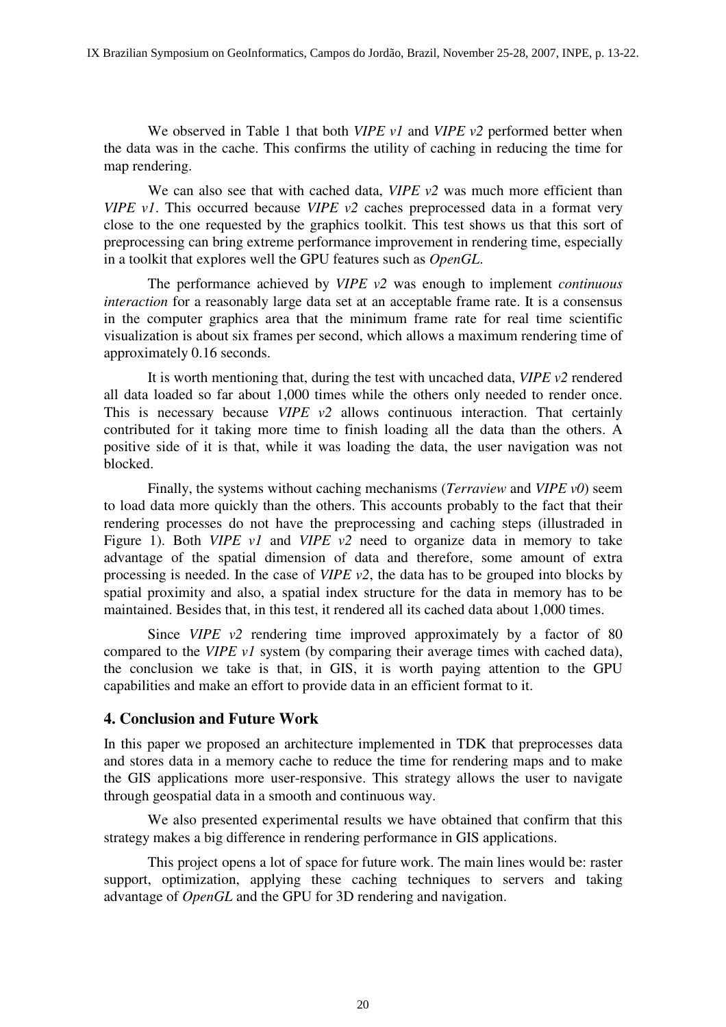We observed in Table 1 that both *VIPE v1* and *VIPE v2* performed better when the data was in the cache. This confirms the utility of caching in reducing the time for map rendering.

We can also see that with cached data, *VIPE v2* was much more efficient than *VIPE v1*. This occurred because *VIPE v2* caches preprocessed data in a format very close to the one requested by the graphics toolkit. This test shows us that this sort of preprocessing can bring extreme performance improvement in rendering time, especially in a toolkit that explores well the GPU features such as *OpenGL*.

The performance achieved by *VIPE v2* was enough to implement *continuous interaction* for a reasonably large data set at an acceptable frame rate. It is a consensus in the computer graphics area that the minimum frame rate for real time scientific visualization is about six frames per second, which allows a maximum rendering time of approximately 0.16 seconds.

It is worth mentioning that, during the test with uncached data, *VIPE v2* rendered all data loaded so far about 1,000 times while the others only needed to render once. This is necessary because *VIPE v2* allows continuous interaction. That certainly contributed for it taking more time to finish loading all the data than the others. A positive side of it is that, while it was loading the data, the user navigation was not blocked.

Finally, the systems without caching mechanisms (*Terraview* and *VIPE v0*) seem to load data more quickly than the others. This accounts probably to the fact that their rendering processes do not have the preprocessing and caching steps (illustraded in Figure 1). Both *VIPE v1* and *VIPE v2* need to organize data in memory to take advantage of the spatial dimension of data and therefore, some amount of extra processing is needed. In the case of *VIPE v2*, the data has to be grouped into blocks by spatial proximity and also, a spatial index structure for the data in memory has to be maintained. Besides that, in this test, it rendered all its cached data about 1,000 times.

Since *VIPE v2* rendering time improved approximately by a factor of 80 compared to the *VIPE v1* system (by comparing their average times with cached data), the conclusion we take is that, in GIS, it is worth paying attention to the GPU capabilities and make an effort to provide data in an efficient format to it.

## 4. Conclusion and Future Work

In this paper we proposed an architecture implemented in TDK that preprocesses data and stores data in a memory cache to reduce the time for rendering maps and to make the GIS applications more user-responsive. This strategy allows the user to navigate through geospatial data in a smooth and continuous way.

We also presented experimental results we have obtained that confirm that this strategy makes a big difference in rendering performance in GIS applications.

This project opens a lot of space for future work. The main lines would be: raster support, optimization, applying these caching techniques to servers and taking advantage of *OpenGL* and the GPU for 3D rendering and navigation.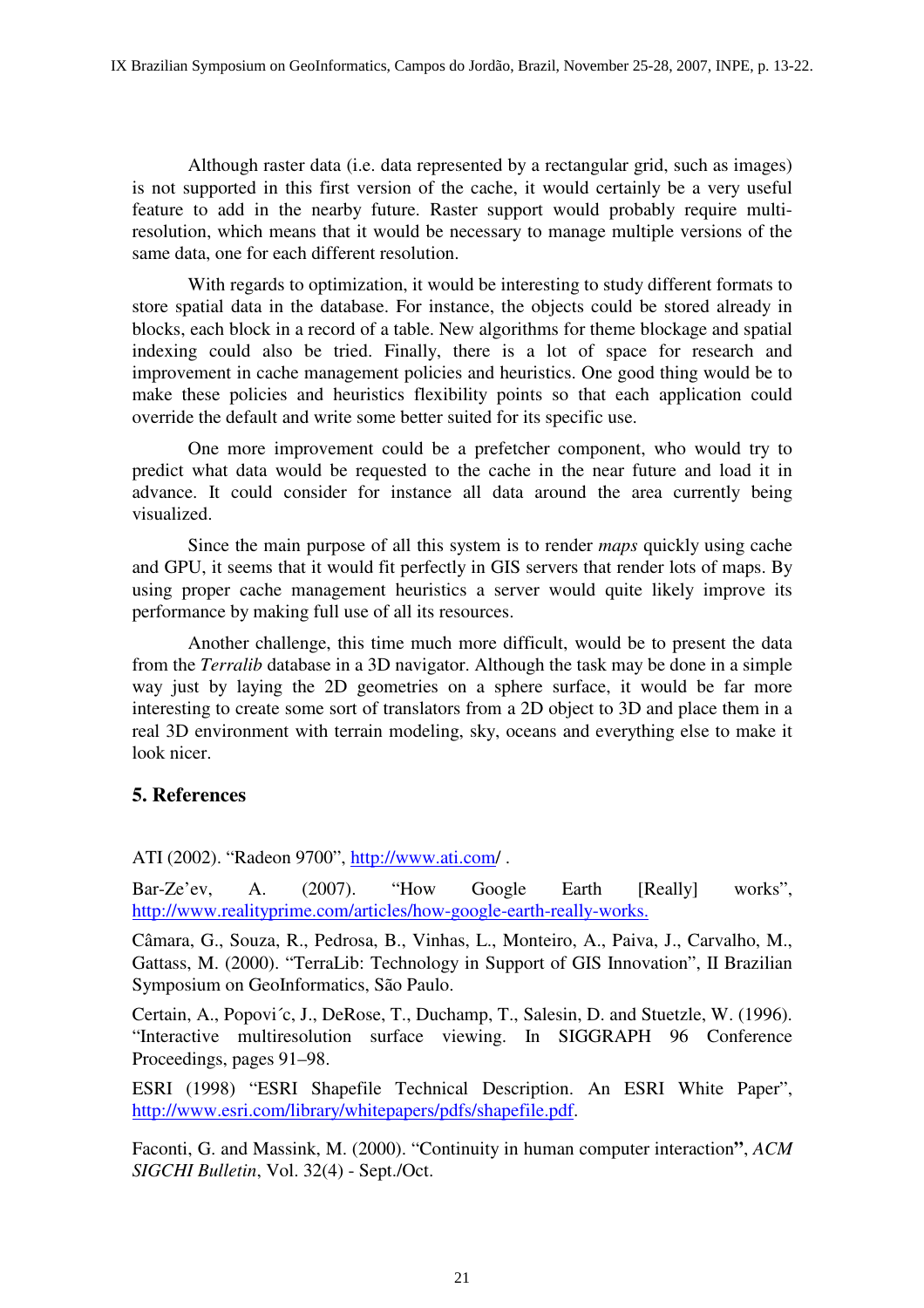Although raster data (i.e. data represented by a rectangular grid, such as images) is not supported in this first version of the cache, it would certainly be a very useful feature to add in the nearby future. Raster support would probably require multi-resolution, which means that it would be necessary to manage multiple versions of the same data, one for each different resolution.

With regards to optimization, it would be interesting to study different formats to store spatial data in the database. For instance, the objects could be stored already in blocks, each block in a record of a table. New algorithms for theme blockage and spatial indexing could also be tried. Finally, there is a lot of space for research and improvement in cache management policies and heuristics. One good thing would be to make these policies and heuristics flexibility points so that each application could override the default and write some better suited for its specific use.

One more improvement could be a prefetcher component, who would try to predict what data would be requested to the cache in the near future and load it in advance. It could consider for instance all data around the area currently being visualized.

Since the main purpose of all this system is to render *maps* quickly using cache and GPU, it seems that it would fit perfectly in GIS servers that render lots of maps. By using proper cache management heuristics a server would quite likely improve its performance by making full use of all its resources.

Another challenge, this time much more difficult, would be to present the data from the *Terralib* database in a 3D navigator. Although the task may be done in a simple way just by laying the 2D geometries on a sphere surface, it would be far more interesting to create some sort of translators from a 2D object to 3D and place them in a real 3D environment with terrain modeling, sky, oceans and everything else to make it look nicer.

## 5. References

ATI (2002). "Radeon 9700", http://www.ati.com/ .

Bar-Ze'ev, A. (2007). "How Google Earth [Really] works", http://www.realityprime.com/articles/how-google-earth-really-works.

Câmara, G., Souza, R., Pedrosa, B., Vinhas, L., Monteiro, A., Paiva, J., Carvalho, M., Gattass, M. (2000). "TerraLib: Technology in Support of GIS Innovation", II Brazilian Symposium on GeoInformatics, São Paulo.

Certain, A., Popović, J., DeRose, T., Duchamp, T., Salesin, D. and Stuetzle, W. (1996). "Interactive multiresolution surface viewing. In SIGGRAPH 96 Conference Proceedings, pages 91–98.

ESRI (1998) "ESRI Shapefile Technical Description. An ESRI White Paper", http://www.esri.com/library/whitepapers/pdfs/shapefile.pdf.

Faconti, G. and Massink, M. (2000). "Continuity in human computer interaction", *ACM SIGCHI Bulletin*, Vol. 32(4) - Sept./Oct.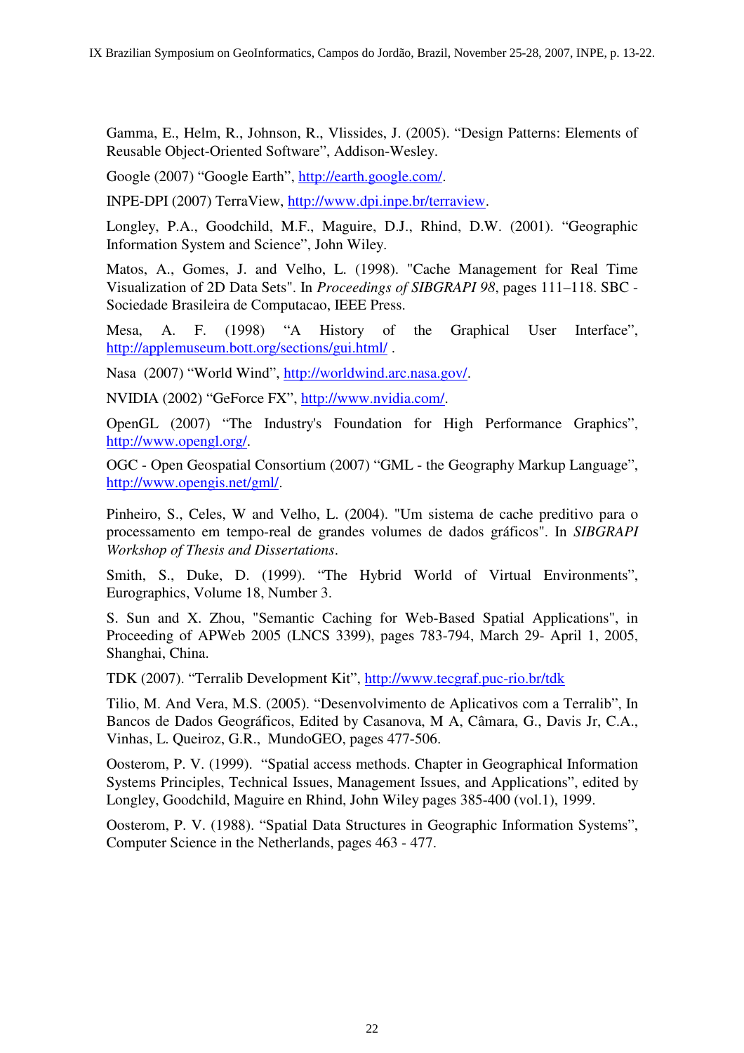Gamma, E., Helm, R., Johnson, R., Vlissides, J. (2005). “Design Patterns: Elements of Reusable Object-Oriented Software”, Addison-Wesley.

Google (2007) “Google Earth”, http://earth.google.com/.

INPE-DPI (2007) TerraView, http://www.dpi.inpe.br/terraview.

Longley, P.A., Goodchild, M.F., Maguire, D.J., Rhind, D.W. (2001). “Geographic Information System and Science”, John Wiley.

Matos, A., Gomes, J. and Velho, L. (1998). "Cache Management for Real Time Visualization of 2D Data Sets". In *Proceedings of SIBGRAPI 98*, pages 111–118. SBC - Sociedade Brasileira de Computacao, IEEE Press.

Mesa, A. F. (1998) “A History of the Graphical User Interface”, http://applemuseum.bott.org/sections/gui.html/ .

Nasa (2007) “World Wind”, http://worldwind.arc.nasa.gov/.

NVIDIA (2002) “GeForce FX”, http://www.nvidia.com/.

OpenGL (2007) “The Industry's Foundation for High Performance Graphics”, http://www.opengl.org/.

OGC - Open Geospatial Consortium (2007) “GML - the Geography Markup Language”, http://www.opengis.net/gml/.

Pinheiro, S., Celes, W and Velho, L. (2004). "Um sistema de cache preditivo para o processamento em tempo-real de grandes volumes de dados gráficos". In *SIBGRAPI Workshop of Thesis and Dissertations*.

Smith, S., Duke, D. (1999). “The Hybrid World of Virtual Environments”, Eurographics, Volume 18, Number 3.

S. Sun and X. Zhou, "Semantic Caching for Web-Based Spatial Applications", in Proceeding of APWeb 2005 (LNCS 3399), pages 783-794, March 29- April 1, 2005, Shanghai, China.

TDK (2007). “Terralib Development Kit”, http://www.tecgraf.puc-rio.br/tdk

Tilio, M. And Vera, M.S. (2005). “Desenvolvimento de Aplicativos com a Terralib”, In Bancos de Dados Geográficos, Edited by Casanova, M A, Câmara, G., Davis Jr, C.A., Vinhas, L. Queiroz, G.R., MundoGEO, pages 477-506.

Oosterom, P. V. (1999). “Spatial access methods. Chapter in Geographical Information Systems Principles, Technical Issues, Management Issues, and Applications”, edited by Longley, Goodchild, Maguire en Rhind, John Wiley pages 385-400 (vol.1), 1999.

Oosterom, P. V. (1988). “Spatial Data Structures in Geographic Information Systems”, Computer Science in the Netherlands, pages 463 - 477.